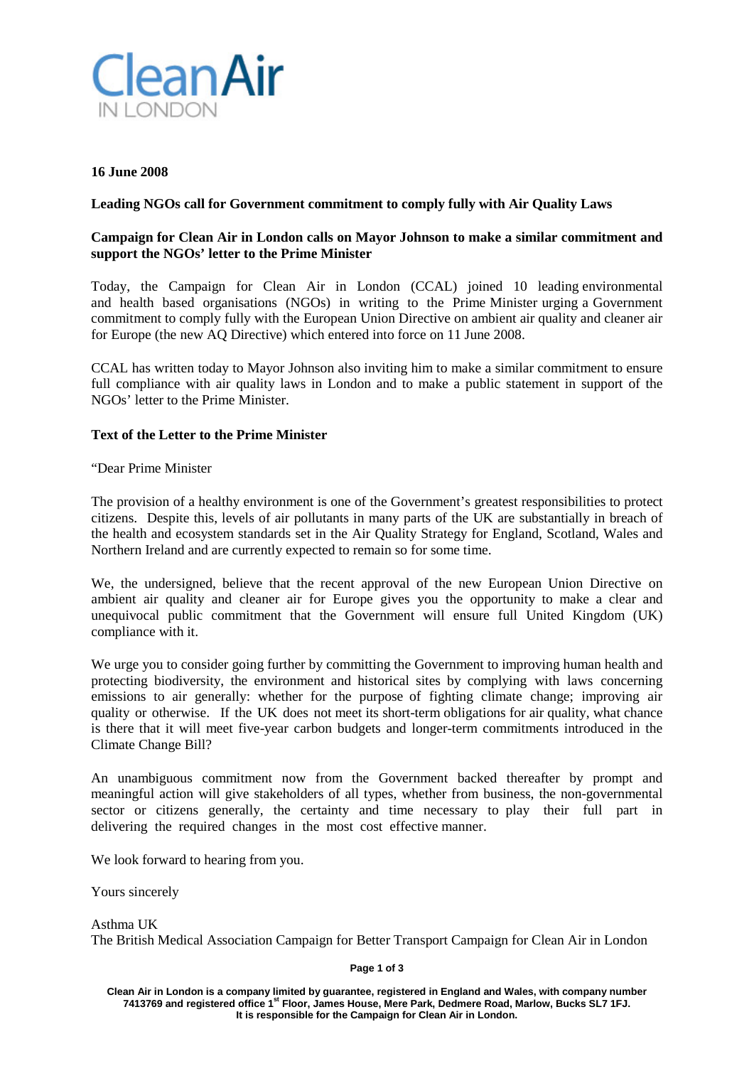**16 June 2008**

**Leading NGOs call for Government commitment to comply fully with Air Quality Laws**

**Campaign for Clean Air in London calls on Mayor Johnson to make a similar commitment and support the NGOs' letter to the Prime Minister**

Today, the Campaign for Clean Air in London (CCAL) joined 10 leading environmental and health based organisations (NGOs) in writing to the Prime Minister urging a Government commitment to comply fully with the European Union Directive on ambient air quality and cleaner air for Europe (the new AQ Directive) which entered into force on 11 June 2008.

CCAL has written today to Mayor Johnson also inviting him to make a similar commitment to ensure full compliance with air quality laws in London and to make a public statement in support of the NGOs' letter to the Prime Minister.

**Text of the Letter to the Prime Minister**

"Dear Prime Minister

The provision of a healthy environment is one of the Government's greatest responsibilities to protect citizens. Despite this, levels of air pollutants in many parts of the UK are substantially in breach of the health and ecosystem standards set in the Air Quality Strategy for England, Scotland, Wales and Northern Ireland and are currently expected to remain so for some time.

We, the undersigned, believe that the recent approval of the new European Union Directive on ambient air quality and cleaner air for Europe gives you the opportunity to make a clear and unequivocal public commitment that the Government will ensure full United Kingdom (UK) compliance with it.

We urge you to consider going further by committing the Government to improving human health and protecting biodiversity, the environment and historical sites by complying with laws concerning emissions to air generally: whether for the purpose of fighting climate change; improving air quality or otherwise. If the UK does not meet its short-term obligations for air quality, what chance is there that it will meet five-year carbon budgets and longer-term commitments introduced in the Climate Change Bill?

An unambiguous commitment now from the Government backed thereafter by prompt and meaningful action will give stakeholders of all types, whether from business, the non-governmental sector or citizens generally, the certainty and time necessary to play their full part in delivering the required changes in the most cost effective manner.

We look forward to hearing from you.

Yours sincerely

Asthma UK
The British Medical Association Campaign for Better Transport Campaign for Clean Air in London

Clean Air in London is a company limited by guarantee, registered in England and Wales, with company number 7413769 and registered office 1st Floor, James House, Mere Park, Dedmere Road, Marlow, Bucks SL7 1FJ. It is responsible for the Campaign for Clean Air in London.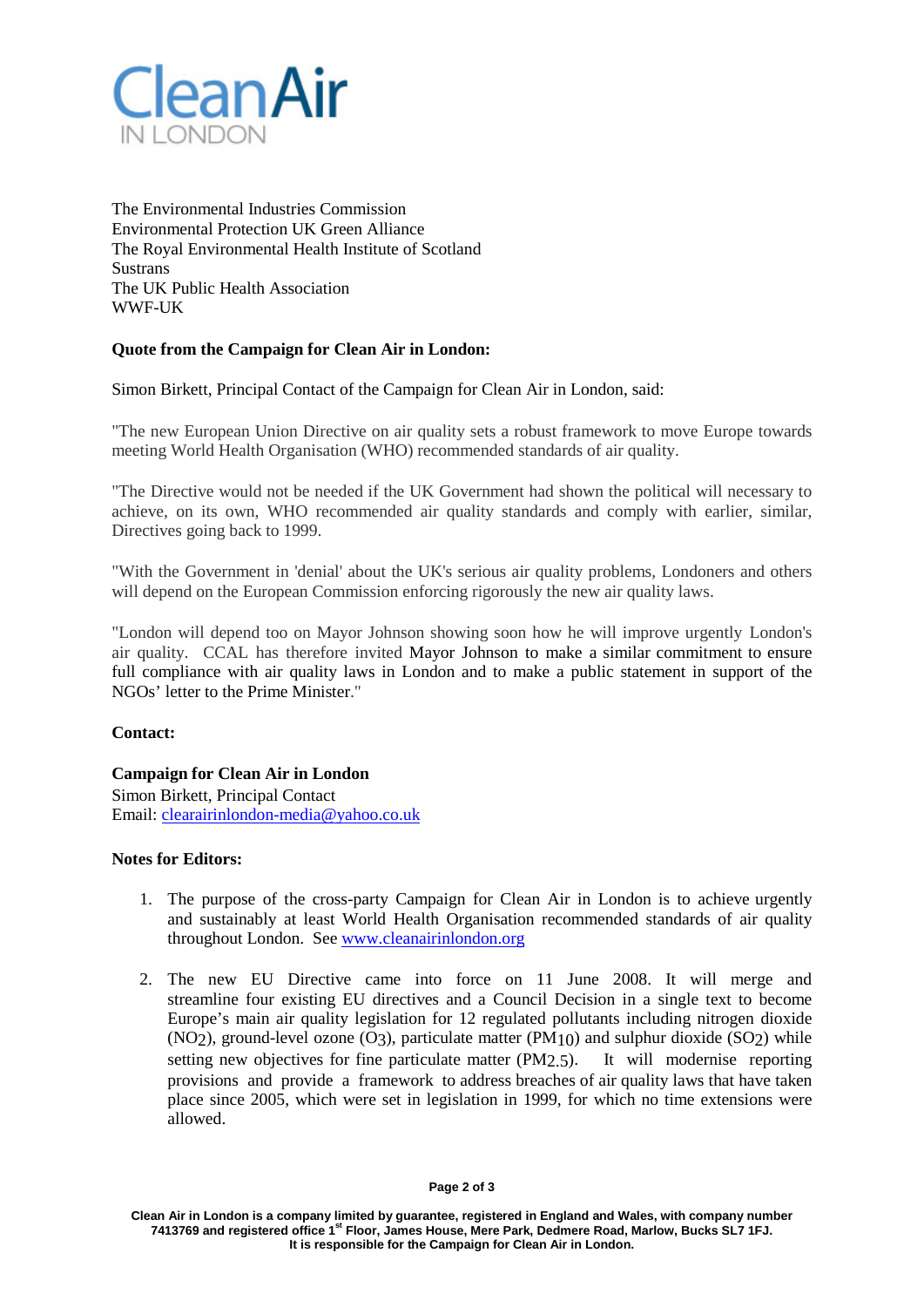**Clean Air** IN LONDON

The Environmental Industries Commission
Environmental Protection UK Green Alliance
The Royal Environmental Health Institute of Scotland
Sustrans
The UK Public Health Association
WWF-UK

**Quote from the Campaign for Clean Air in London:**

Simon Birkett, Principal Contact of the Campaign for Clean Air in London, said:

"The new European Union Directive on air quality sets a robust framework to move Europe towards meeting World Health Organisation (WHO) recommended standards of air quality.

"The Directive would not be needed if the UK Government had shown the political will necessary to achieve, on its own, WHO recommended air quality standards and comply with earlier, similar, Directives going back to 1999.

"With the Government in 'denial' about the UK's serious air quality problems, Londoners and others will depend on the European Commission enforcing rigorously the new air quality laws.

"London will depend too on Mayor Johnson showing soon how he will improve urgently London's air quality. CCAL has therefore invited Mayor Johnson to make a similar commitment to ensure full compliance with air quality laws in London and to make a public statement in support of the NGOs' letter to the Prime Minister."

**Contact:**

**Campaign for Clean Air in London**
Simon Birkett, Principal Contact
Email: clearairinlondon-media@yahoo.co.uk

**Notes for Editors:**

1. The purpose of the cross-party Campaign for Clean Air in London is to achieve urgently and sustainably at least World Health Organisation recommended standards of air quality throughout London. See www.cleanairinlondon.org

2. The new EU Directive came into force on 11 June 2008. It will merge and streamline four existing EU directives and a Council Decision in a single text to become Europe's main air quality legislation for 12 regulated pollutants including nitrogen dioxide ($NO_2$), ground-level ozone ($O_3$), particulate matter ($PM_{10}$) and sulphur dioxide ($SO_2$) while setting new objectives for fine particulate matter ($PM_{2.5}$). It will modernise reporting provisions and provide a framework to address breaches of air quality laws that have taken place since 2005, which were set in legislation in 1999, for which no time extensions were allowed.

Clean Air in London is a company limited by guarantee, registered in England and Wales, with company number 7413769 and registered office 1st Floor, James House, Mere Park, Dedmere Road, Marlow, Bucks SL7 1FJ. It is responsible for the Campaign for Clean Air in London.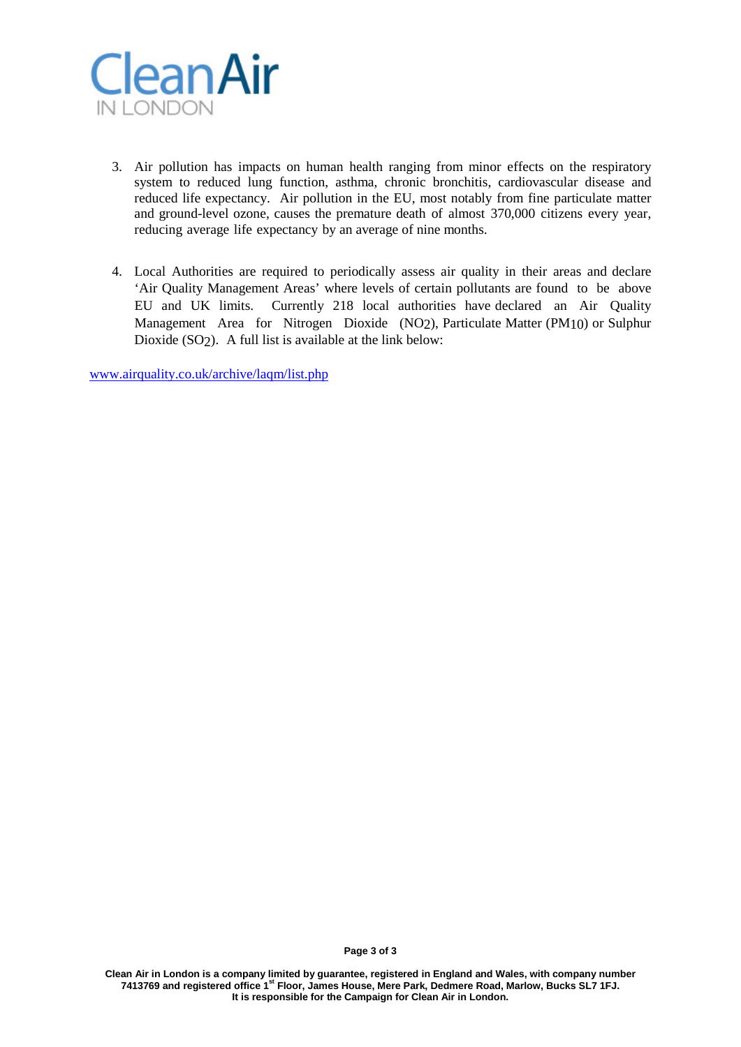3. Air pollution has impacts on human health ranging from minor effects on the respiratory system to reduced lung function, asthma, chronic bronchitis, cardiovascular disease and reduced life expectancy. Air pollution in the EU, most notably from fine particulate matter and ground-level ozone, causes the premature death of almost 370,000 citizens every year, reducing average life expectancy by an average of nine months.

4. Local Authorities are required to periodically assess air quality in their areas and declare 'Air Quality Management Areas' where levels of certain pollutants are found to be above EU and UK limits. Currently 218 local authorities have declared an Air Quality Management Area for Nitrogen Dioxide ($NO_2$), Particulate Matter ($PM_{10}$) or Sulphur Dioxide ($SO_2$). A full list is available at the link below:

www.airquality.co.uk/archive/laqm/list.php

**Clean Air in London is a company limited by guarantee, registered in England and Wales, with company number 7413769 and registered office 1st Floor, James House, Mere Park, Dedmere Road, Marlow, Bucks SL7 1FJ. It is responsible for the Campaign for Clean Air in London.**